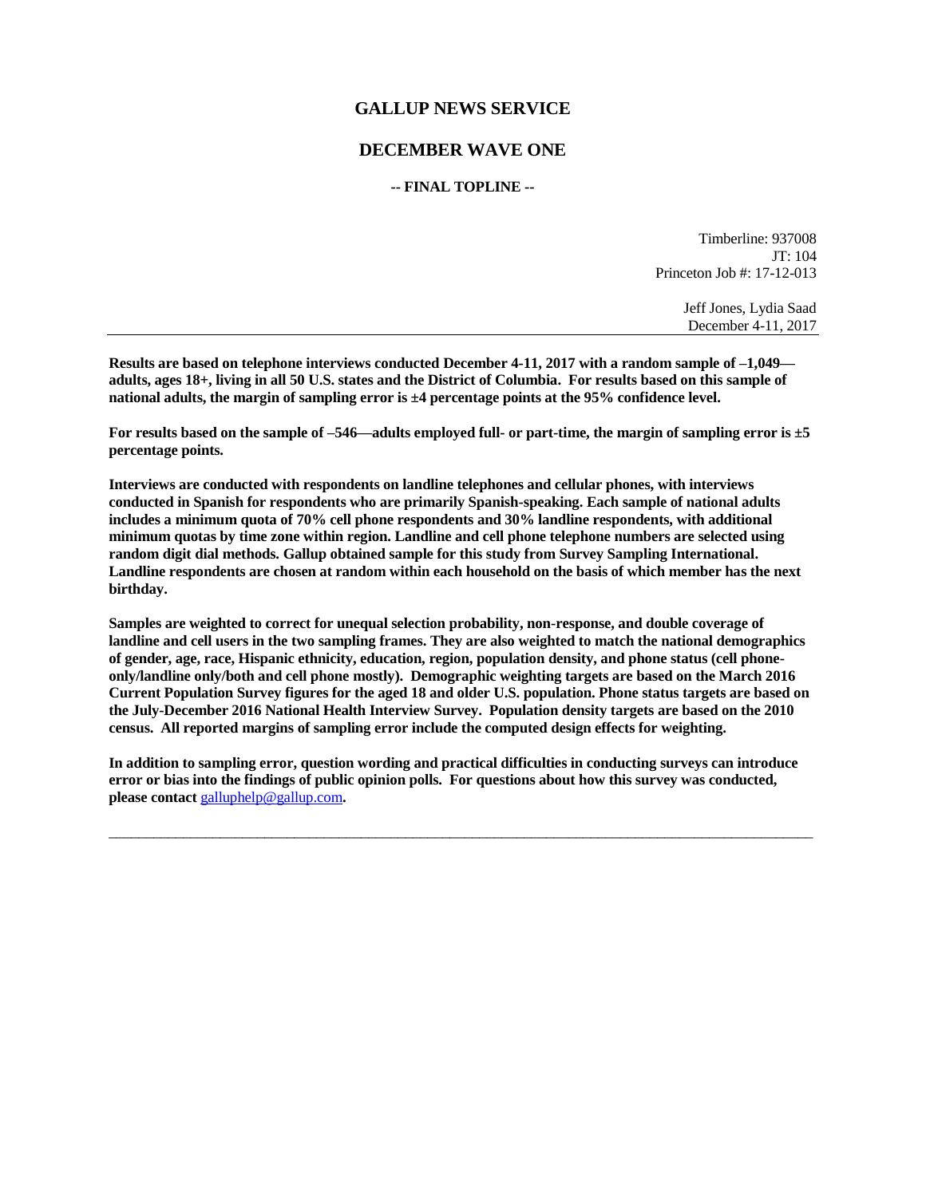## GALLUP NEWS SERVICE

## DECEMBER WAVE ONE

**-- FINAL TOPLINE --**

Timberline: 937008
JT: 104
Princeton Job #: 17-12-013

Jeff Jones, Lydia Saad
December 4-11, 2017

---

**Results are based on telephone interviews conducted December 4-11, 2017 with a random sample of –1,049—adults, ages 18+, living in all 50 U.S. states and the District of Columbia. For results based on this sample of national adults, the margin of sampling error is ±4 percentage points at the 95% confidence level.**

**For results based on the sample of –546—adults employed full- or part-time, the margin of sampling error is ±5 percentage points.**

**Interviews are conducted with respondents on landline telephones and cellular phones, with interviews conducted in Spanish for respondents who are primarily Spanish-speaking. Each sample of national adults includes a minimum quota of 70% cell phone respondents and 30% landline respondents, with additional minimum quotas by time zone within region. Landline and cell phone telephone numbers are selected using random digit dial methods. Gallup obtained sample for this study from Survey Sampling International. Landline respondents are chosen at random within each household on the basis of which member has the next birthday.**

**Samples are weighted to correct for unequal selection probability, non-response, and double coverage of landline and cell users in the two sampling frames. They are also weighted to match the national demographics of gender, age, race, Hispanic ethnicity, education, region, population density, and phone status (cell phone-only/landline only/both and cell phone mostly). Demographic weighting targets are based on the March 2016 Current Population Survey figures for the aged 18 and older U.S. population. Phone status targets are based on the July-December 2016 National Health Interview Survey. Population density targets are based on the 2010 census. All reported margins of sampling error include the computed design effects for weighting.**

**In addition to sampling error, question wording and practical difficulties in conducting surveys can introduce error or bias into the findings of public opinion polls. For questions about how this survey was conducted, please contact** galluphelp@gallup.com**.**

---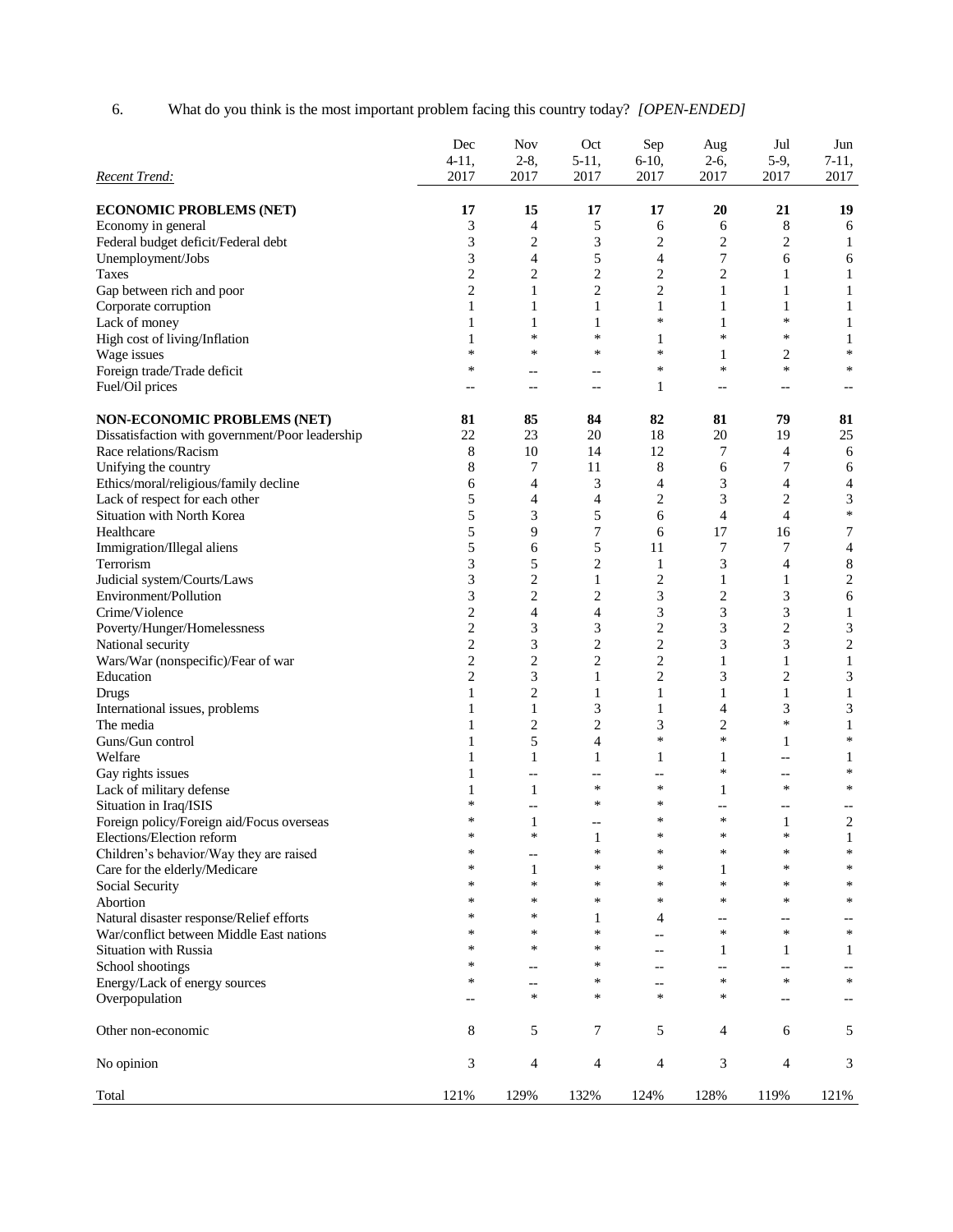6. What do you think is the most important problem facing this country today? *[OPEN-ENDED]*

| *Recent Trend:* | Dec 4-11, 2017 | Nov 2-8, 2017 | Oct 5-11, 2017 | Sep 6-10, 2017 | Aug 2-6, 2017 | Jul 5-9, 2017 | Jun 7-11, 2017 |
|---|---|---|---|---|---|---|---|
| **ECONOMIC PROBLEMS (NET)** | **17** | **15** | **17** | **17** | **20** | **21** | **19** |
| Economy in general | 3 | 4 | 5 | 6 | 6 | 8 | 6 |
| Federal budget deficit/Federal debt | 3 | 2 | 3 | 2 | 2 | 2 | 1 |
| Unemployment/Jobs | 3 | 4 | 5 | 4 | 7 | 6 | 6 |
| Taxes | 2 | 2 | 2 | 2 | 2 | 1 | 1 |
| Gap between rich and poor | 2 | 1 | 2 | 2 | 1 | 1 | 1 |
| Corporate corruption | 1 | 1 | 1 | 1 | 1 | 1 | 1 |
| Lack of money | 1 | 1 | 1 | * | 1 | * | 1 |
| High cost of living/Inflation | 1 | * | * | 1 | * | * | 1 |
| Wage issues | * | * | * | * | 1 | 2 | * |
| Foreign trade/Trade deficit | * | -- | -- | * | * | * | * |
| Fuel/Oil prices | -- | -- | -- | 1 | -- | -- | -- |
| **NON-ECONOMIC PROBLEMS (NET)** | **81** | **85** | **84** | **82** | **81** | **79** | **81** |
| Dissatisfaction with government/Poor leadership | 22 | 23 | 20 | 18 | 20 | 19 | 25 |
| Race relations/Racism | 8 | 10 | 14 | 12 | 7 | 4 | 6 |
| Unifying the country | 8 | 7 | 11 | 8 | 6 | 7 | 6 |
| Ethics/moral/religious/family decline | 6 | 4 | 3 | 4 | 3 | 4 | 4 |
| Lack of respect for each other | 5 | 4 | 4 | 2 | 3 | 2 | 3 |
| Situation with North Korea | 5 | 3 | 5 | 6 | 4 | 4 | * |
| Healthcare | 5 | 9 | 7 | 6 | 17 | 16 | 7 |
| Immigration/Illegal aliens | 5 | 6 | 5 | 11 | 7 | 7 | 4 |
| Terrorism | 3 | 5 | 2 | 1 | 3 | 4 | 8 |
| Judicial system/Courts/Laws | 3 | 2 | 1 | 2 | 1 | 1 | 2 |
| Environment/Pollution | 3 | 2 | 2 | 3 | 2 | 3 | 6 |
| Crime/Violence | 2 | 4 | 4 | 3 | 3 | 3 | 1 |
| Poverty/Hunger/Homelessness | 2 | 3 | 3 | 2 | 3 | 2 | 3 |
| National security | 2 | 3 | 2 | 2 | 3 | 3 | 2 |
| Wars/War (nonspecific)/Fear of war | 2 | 2 | 2 | 2 | 1 | 1 | 1 |
| Education | 2 | 3 | 1 | 2 | 3 | 2 | 3 |
| Drugs | 1 | 2 | 1 | 1 | 1 | 1 | 1 |
| International issues, problems | 1 | 1 | 3 | 1 | 4 | 3 | 3 |
| The media | 1 | 2 | 2 | 3 | 2 | * | 1 |
| Guns/Gun control | 1 | 5 | 4 | * | * | 1 | * |
| Welfare | 1 | 1 | 1 | 1 | 1 | -- | 1 |
| Gay rights issues | 1 | -- | -- | -- | * | -- | * |
| Lack of military defense | 1 | 1 | * | * | 1 | * | * |
| Situation in Iraq/ISIS | * | -- | * | * | -- | -- | -- |
| Foreign policy/Foreign aid/Focus overseas | * | 1 | -- | * | * | 1 | 2 |
| Elections/Election reform | * | * | 1 | * | * | * | 1 |
| Children's behavior/Way they are raised | * | -- | * | * | * | * | * |
| Care for the elderly/Medicare | * | 1 | * | * | 1 | * | * |
| Social Security | * | * | * | * | * | * | * |
| Abortion | * | * | * | * | * | * | * |
| Natural disaster response/Relief efforts | * | * | 1 | 4 | -- | -- | -- |
| War/conflict between Middle East nations | * | * | * | -- | * | * | * |
| Situation with Russia | * | * | * | -- | 1 | 1 | 1 |
| School shootings | * | -- | * | -- | -- | -- | -- |
| Energy/Lack of energy sources | * | -- | * | -- | * | * | * |
| Overpopulation | -- | * | * | * | * | -- | -- |
| Other non-economic | 8 | 5 | 7 | 5 | 4 | 6 | 5 |
| No opinion | 3 | 4 | 4 | 4 | 3 | 4 | 3 |
| Total | 121% | 129% | 132% | 124% | 128% | 119% | 121% |